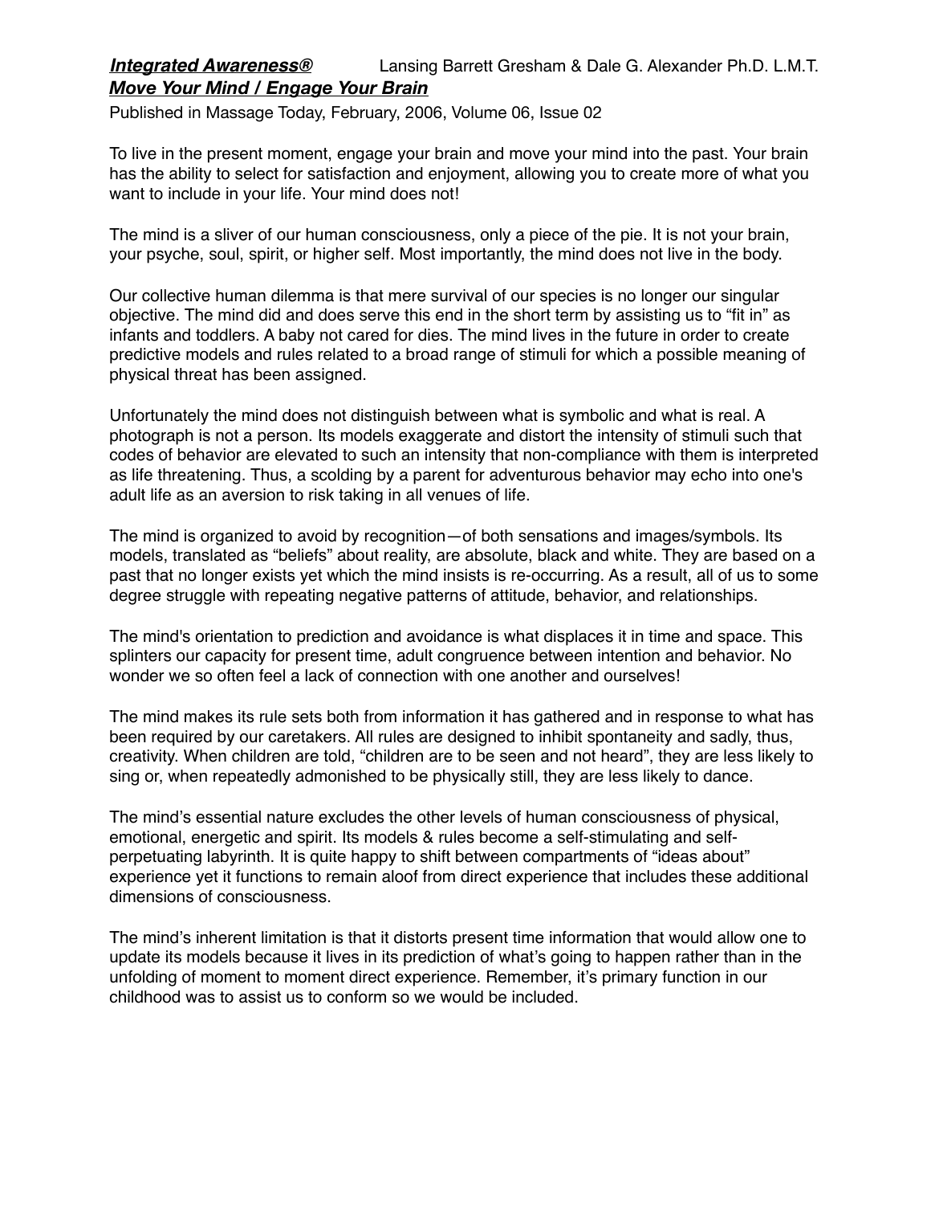***Integrated Awareness®*** Lansing Barrett Gresham & Dale G. Alexander Ph.D. L.M.T.

***Move Your Mind / Engage Your Brain***

Published in Massage Today, February, 2006, Volume 06, Issue 02

To live in the present moment, engage your brain and move your mind into the past. Your brain has the ability to select for satisfaction and enjoyment, allowing you to create more of what you want to include in your life. Your mind does not!

The mind is a sliver of our human consciousness, only a piece of the pie. It is not your brain, your psyche, soul, spirit, or higher self. Most importantly, the mind does not live in the body.

Our collective human dilemma is that mere survival of our species is no longer our singular objective. The mind did and does serve this end in the short term by assisting us to "fit in" as infants and toddlers. A baby not cared for dies. The mind lives in the future in order to create predictive models and rules related to a broad range of stimuli for which a possible meaning of physical threat has been assigned.

Unfortunately the mind does not distinguish between what is symbolic and what is real. A photograph is not a person. Its models exaggerate and distort the intensity of stimuli such that codes of behavior are elevated to such an intensity that non-compliance with them is interpreted as life threatening. Thus, a scolding by a parent for adventurous behavior may echo into one's adult life as an aversion to risk taking in all venues of life.

The mind is organized to avoid by recognition—of both sensations and images/symbols. Its models, translated as "beliefs" about reality, are absolute, black and white. They are based on a past that no longer exists yet which the mind insists is re-occurring. As a result, all of us to some degree struggle with repeating negative patterns of attitude, behavior, and relationships.

The mind's orientation to prediction and avoidance is what displaces it in time and space. This splinters our capacity for present time, adult congruence between intention and behavior. No wonder we so often feel a lack of connection with one another and ourselves!

The mind makes its rule sets both from information it has gathered and in response to what has been required by our caretakers. All rules are designed to inhibit spontaneity and sadly, thus, creativity. When children are told, "children are to be seen and not heard", they are less likely to sing or, when repeatedly admonished to be physically still, they are less likely to dance.

The mind's essential nature excludes the other levels of human consciousness of physical, emotional, energetic and spirit. Its models & rules become a self-stimulating and self-perpetuating labyrinth. It is quite happy to shift between compartments of "ideas about" experience yet it functions to remain aloof from direct experience that includes these additional dimensions of consciousness.

The mind's inherent limitation is that it distorts present time information that would allow one to update its models because it lives in its prediction of what's going to happen rather than in the unfolding of moment to moment direct experience. Remember, it's primary function in our childhood was to assist us to conform so we would be included.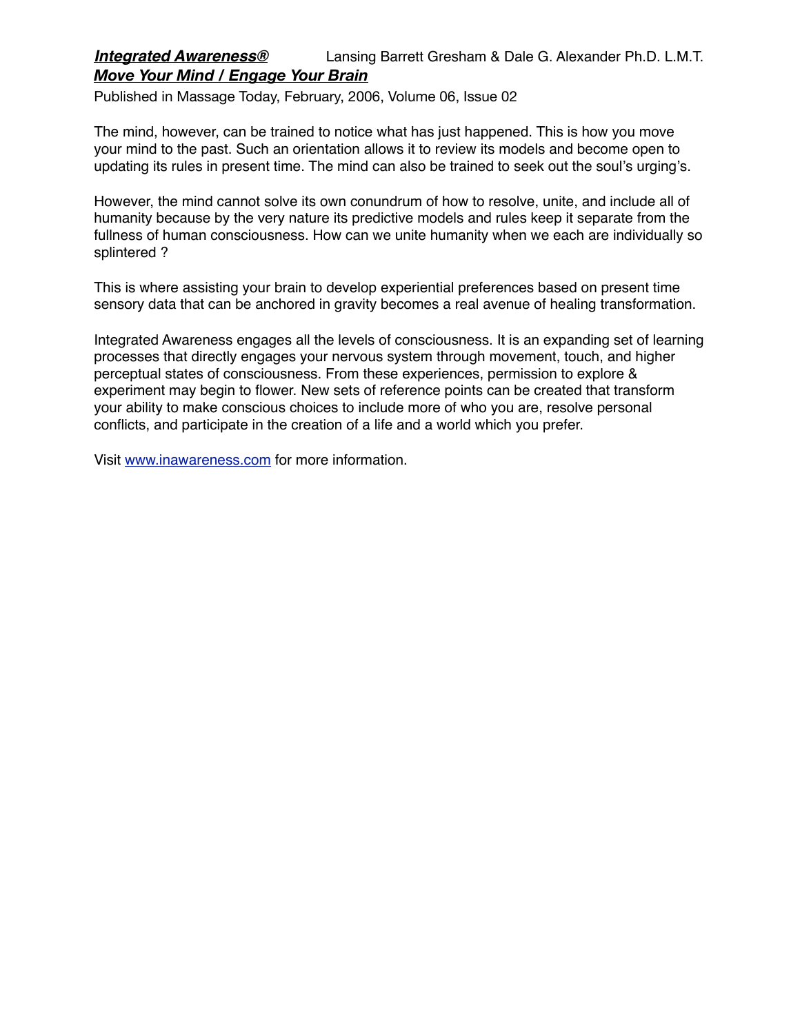The mind, however, can be trained to notice what has just happened. This is how you move your mind to the past. Such an orientation allows it to review its models and become open to updating its rules in present time. The mind can also be trained to seek out the soul's urging's.

However, the mind cannot solve its own conundrum of how to resolve, unite, and include all of humanity because by the very nature its predictive models and rules keep it separate from the fullness of human consciousness. How can we unite humanity when we each are individually so splintered ?

This is where assisting your brain to develop experiential preferences based on present time sensory data that can be anchored in gravity becomes a real avenue of healing transformation.

Integrated Awareness engages all the levels of consciousness. It is an expanding set of learning processes that directly engages your nervous system through movement, touch, and higher perceptual states of consciousness. From these experiences, permission to explore & experiment may begin to flower. New sets of reference points can be created that transform your ability to make conscious choices to include more of who you are, resolve personal conflicts, and participate in the creation of a life and a world which you prefer.

Visit [www.inawareness.com](http://www.inawareness.com) for more information.